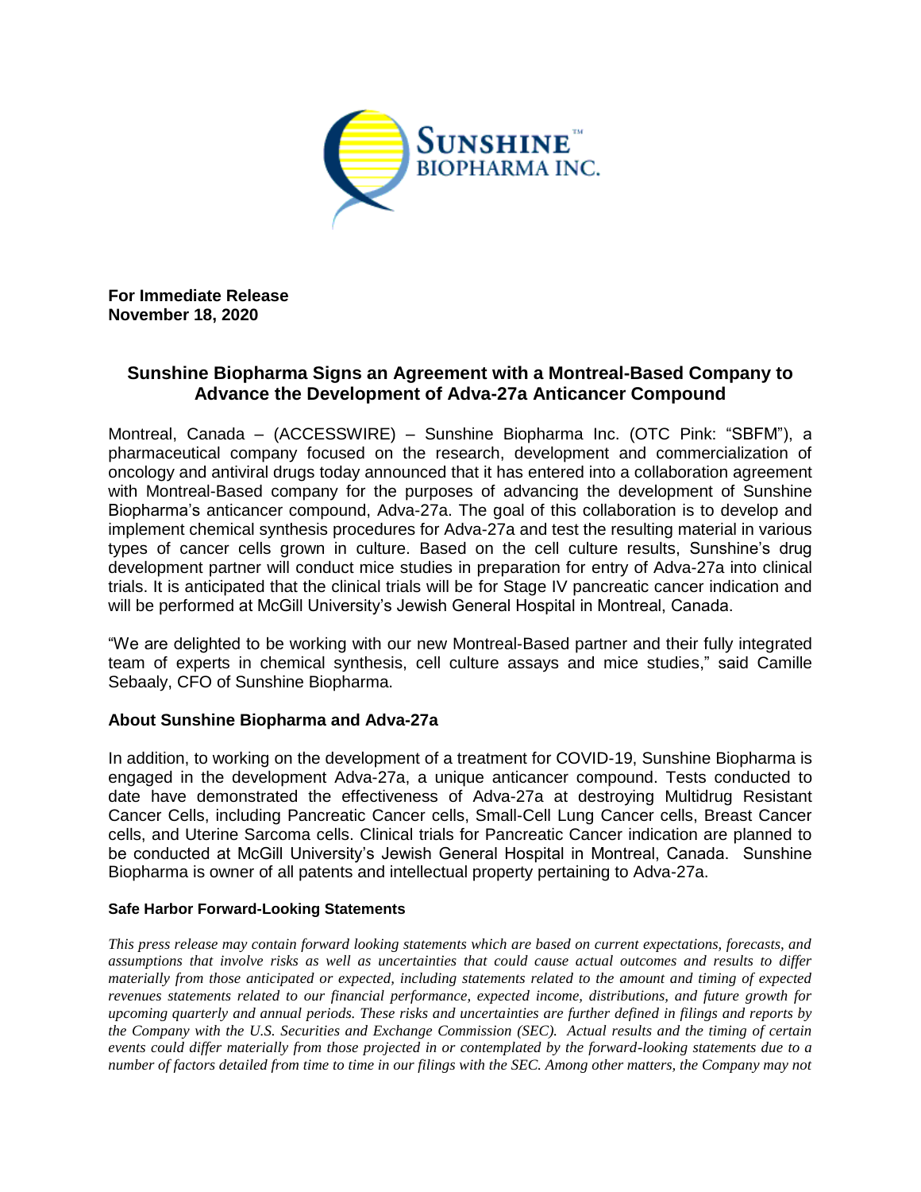**For Immediate Release**
**November 18, 2020**

## Sunshine Biopharma Signs an Agreement with a Montreal-Based Company to Advance the Development of Adva-27a Anticancer Compound

Montreal, Canada – (ACCESSWIRE) – Sunshine Biopharma Inc. (OTC Pink: "SBFM"), a pharmaceutical company focused on the research, development and commercialization of oncology and antiviral drugs today announced that it has entered into a collaboration agreement with Montreal-Based company for the purposes of advancing the development of Sunshine Biopharma's anticancer compound, Adva-27a. The goal of this collaboration is to develop and implement chemical synthesis procedures for Adva-27a and test the resulting material in various types of cancer cells grown in culture. Based on the cell culture results, Sunshine's drug development partner will conduct mice studies in preparation for entry of Adva-27a into clinical trials. It is anticipated that the clinical trials will be for Stage IV pancreatic cancer indication and will be performed at McGill University's Jewish General Hospital in Montreal, Canada.

"We are delighted to be working with our new Montreal-Based partner and their fully integrated team of experts in chemical synthesis, cell culture assays and mice studies," said Camille Sebaaly, CFO of Sunshine Biopharma.

### About Sunshine Biopharma and Adva-27a

In addition, to working on the development of a treatment for COVID-19, Sunshine Biopharma is engaged in the development Adva-27a, a unique anticancer compound. Tests conducted to date have demonstrated the effectiveness of Adva-27a at destroying Multidrug Resistant Cancer Cells, including Pancreatic Cancer cells, Small-Cell Lung Cancer cells, Breast Cancer cells, and Uterine Sarcoma cells. Clinical trials for Pancreatic Cancer indication are planned to be conducted at McGill University's Jewish General Hospital in Montreal, Canada. Sunshine Biopharma is owner of all patents and intellectual property pertaining to Adva-27a.

#### Safe Harbor Forward-Looking Statements

*This press release may contain forward looking statements which are based on current expectations, forecasts, and assumptions that involve risks as well as uncertainties that could cause actual outcomes and results to differ materially from those anticipated or expected, including statements related to the amount and timing of expected revenues statements related to our financial performance, expected income, distributions, and future growth for upcoming quarterly and annual periods. These risks and uncertainties are further defined in filings and reports by the Company with the U.S. Securities and Exchange Commission (SEC). Actual results and the timing of certain events could differ materially from those projected in or contemplated by the forward-looking statements due to a number of factors detailed from time to time in our filings with the SEC. Among other matters, the Company may not*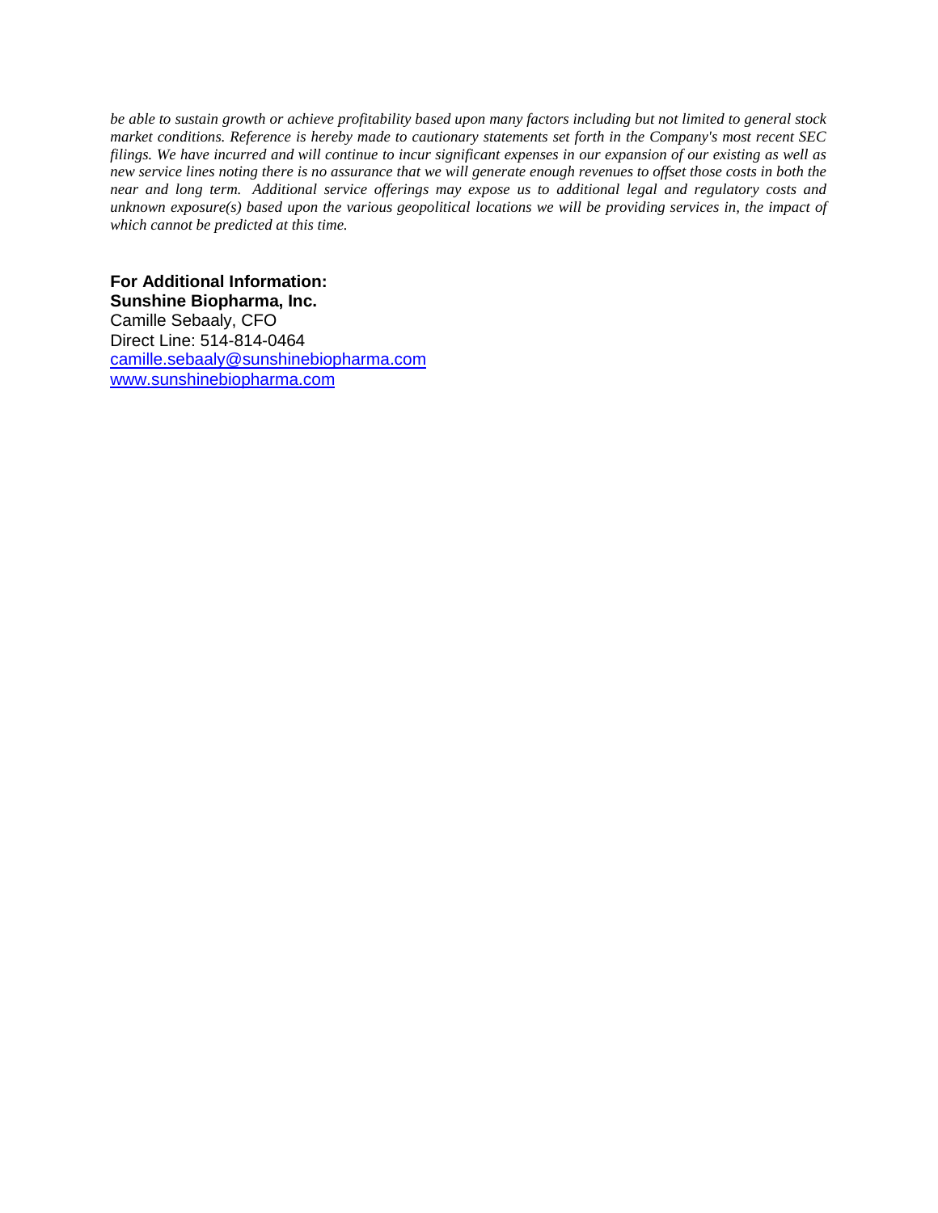*be able to sustain growth or achieve profitability based upon many factors including but not limited to general stock market conditions. Reference is hereby made to cautionary statements set forth in the Company's most recent SEC filings. We have incurred and will continue to incur significant expenses in our expansion of our existing as well as new service lines noting there is no assurance that we will generate enough revenues to offset those costs in both the near and long term. Additional service offerings may expose us to additional legal and regulatory costs and unknown exposure(s) based upon the various geopolitical locations we will be providing services in, the impact of which cannot be predicted at this time.*

**For Additional Information:**
**Sunshine Biopharma, Inc.**
Camille Sebaaly, CFO
Direct Line: 514-814-0464
camille.sebaaly@sunshinebiopharma.com
www.sunshinebiopharma.com